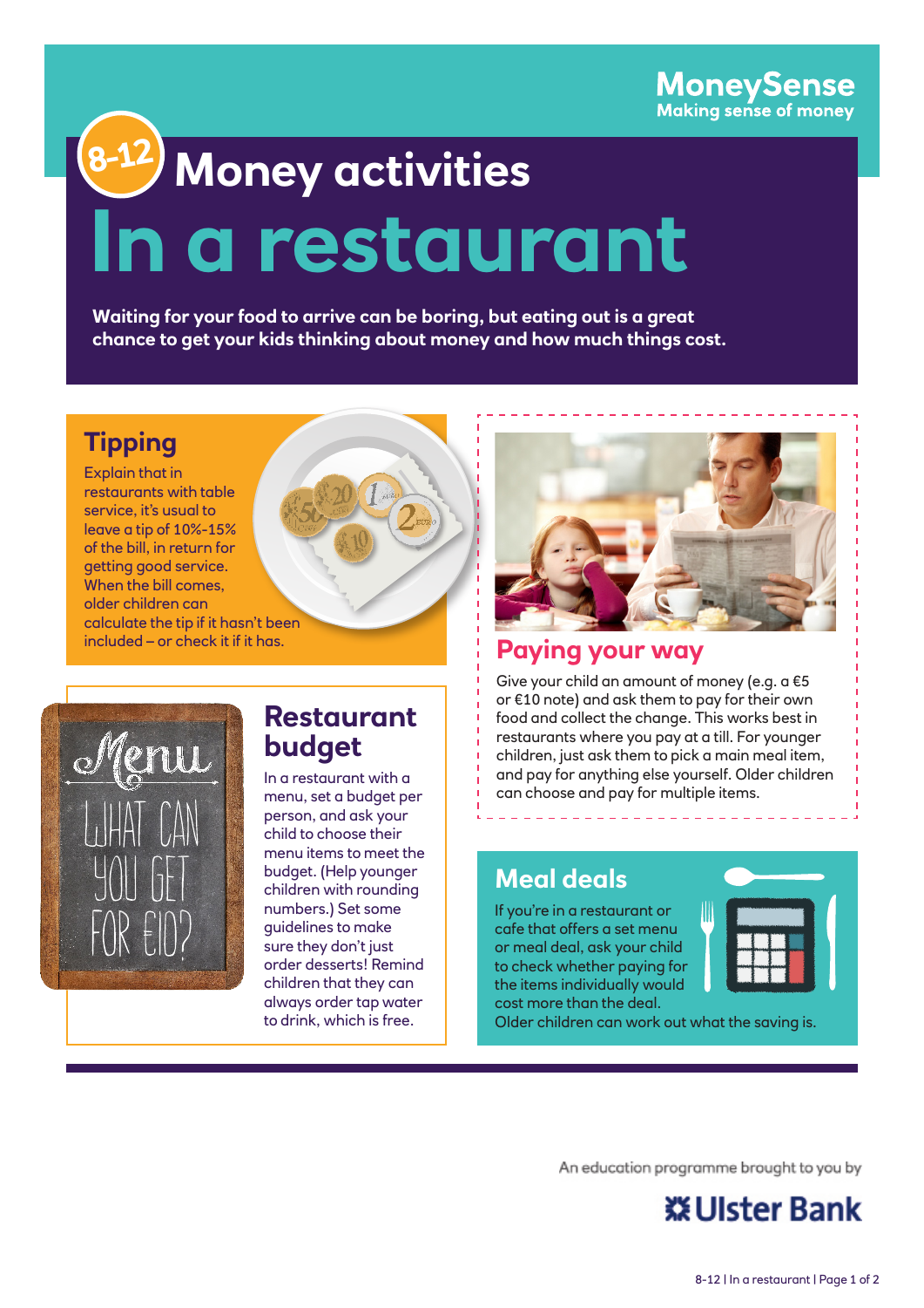MoneySense
Making sense of money

8-12

# Money activities

# In a restaurant

**Waiting for your food to arrive can be boring, but eating out is a great chance to get your kids thinking about money and how much things cost.**

## Tipping

Explain that in restaurants with table service, it's usual to leave a tip of 10%-15% of the bill, in return for getting good service. When the bill comes, older children can calculate the tip if it hasn't been included – or check it if it has.

## Paying your way

Give your child an amount of money (e.g. a €5 or €10 note) and ask them to pay for their own food and collect the change. This works best in restaurants where you pay at a till. For younger children, just ask them to pick a main meal item, and pay for anything else yourself. Older children can choose and pay for multiple items.

## Restaurant budget

In a restaurant with a menu, set a budget per person, and ask your child to choose their menu items to meet the budget. (Help younger children with rounding numbers.) Set some guidelines to make sure they don't just order desserts! Remind children that they can always order tap water to drink, which is free.

## Meal deals

If you're in a restaurant or cafe that offers a set menu or meal deal, ask your child to check whether paying for the items individually would cost more than the deal. Older children can work out what the saving is.

An education programme brought to you by

Ulster Bank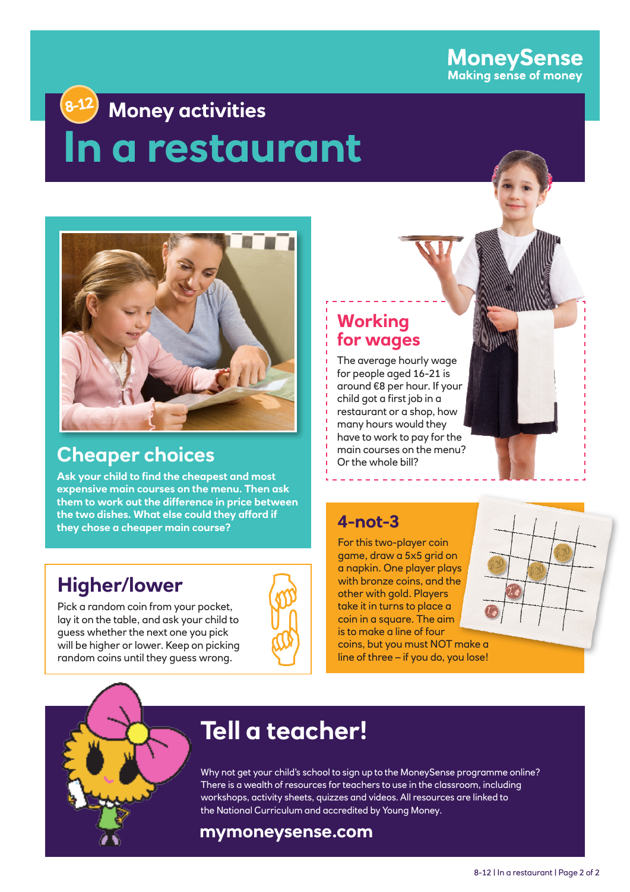MoneySense
Making sense of money

8-12

## Money activities

# In a restaurant

## Cheaper choices

**Ask your child to find the cheapest and most expensive main courses on the menu. Then ask them to work out the difference in price between the two dishes. What else could they afford if they chose a cheaper main course?**

## Working for wages

The average hourly wage for people aged 16-21 is around €8 per hour. If your child got a first job in a restaurant or a shop, how many hours would they have to work to pay for the main courses on the menu? Or the whole bill?

## Higher/lower

Pick a random coin from your pocket, lay it on the table, and ask your child to guess whether the next one you pick will be higher or lower. Keep on picking random coins until they guess wrong.

## 4-not-3

For this two-player coin game, draw a 5x5 grid on a napkin. One player plays with bronze coins, and the other with gold. Players take it in turns to place a coin in a square. The aim is to make a line of four coins, but you must NOT make a line of three – if you do, you lose!

## Tell a teacher!

Why not get your child's school to sign up to the MoneySense programme online? There is a wealth of resources for teachers to use in the classroom, including workshops, activity sheets, quizzes and videos. All resources are linked to the National Curriculum and accredited by Young Money.

**mymoneysense.com**